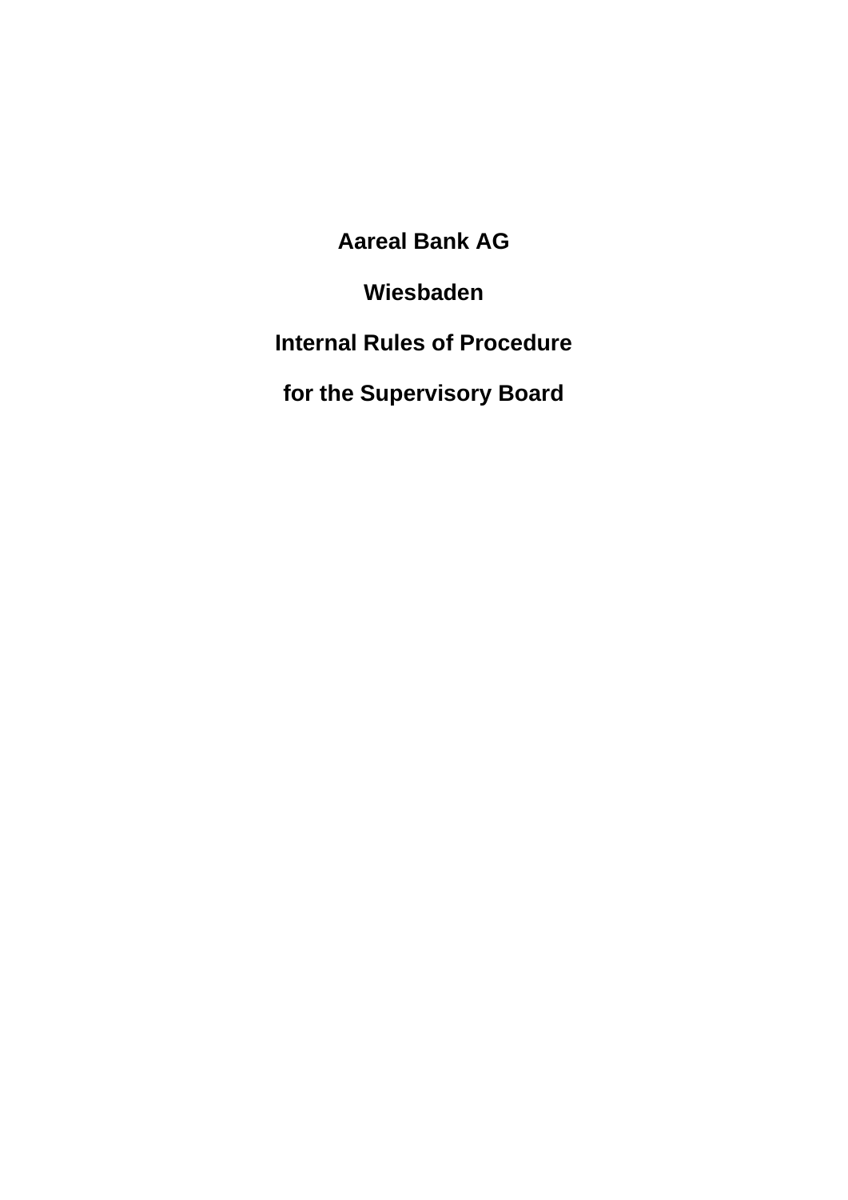# Aareal Bank AG

## Wiesbaden

## Internal Rules of Procedure

## for the Supervisory Board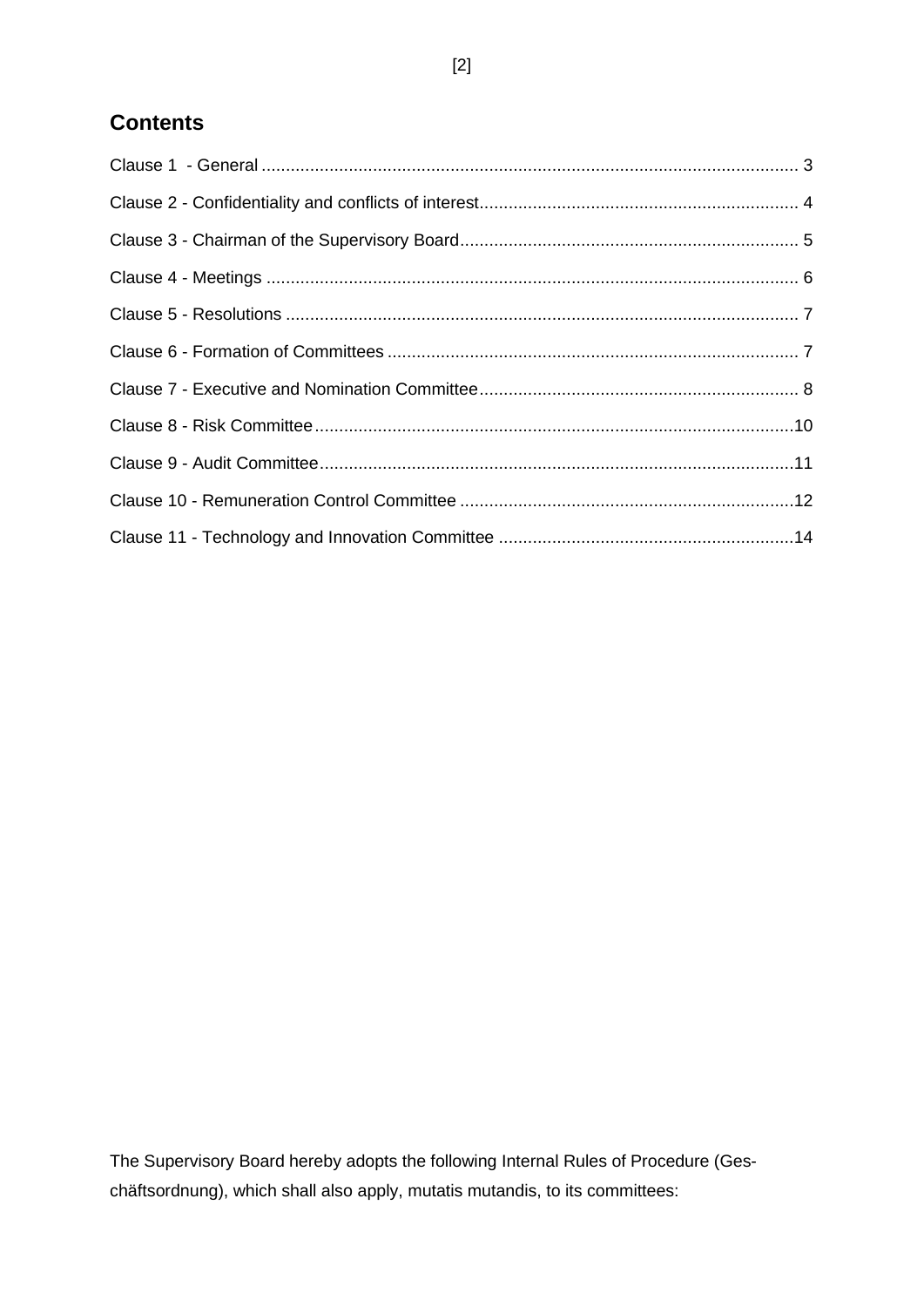## Contents

Clause 1 - General ... 3

Clause 2 - Confidentiality and conflicts of interest ... 4

Clause 3 - Chairman of the Supervisory Board ... 5

Clause 4 - Meetings ... 6

Clause 5 - Resolutions ... 7

Clause 6 - Formation of Committees ... 7

Clause 7 - Executive and Nomination Committee ... 8

Clause 8 - Risk Committee ... 10

Clause 9 - Audit Committee ... 11

Clause 10 - Remuneration Control Committee ... 12

Clause 11 - Technology and Innovation Committee ... 14

The Supervisory Board hereby adopts the following Internal Rules of Procedure (Geschäftsordnung), which shall also apply, mutatis mutandis, to its committees: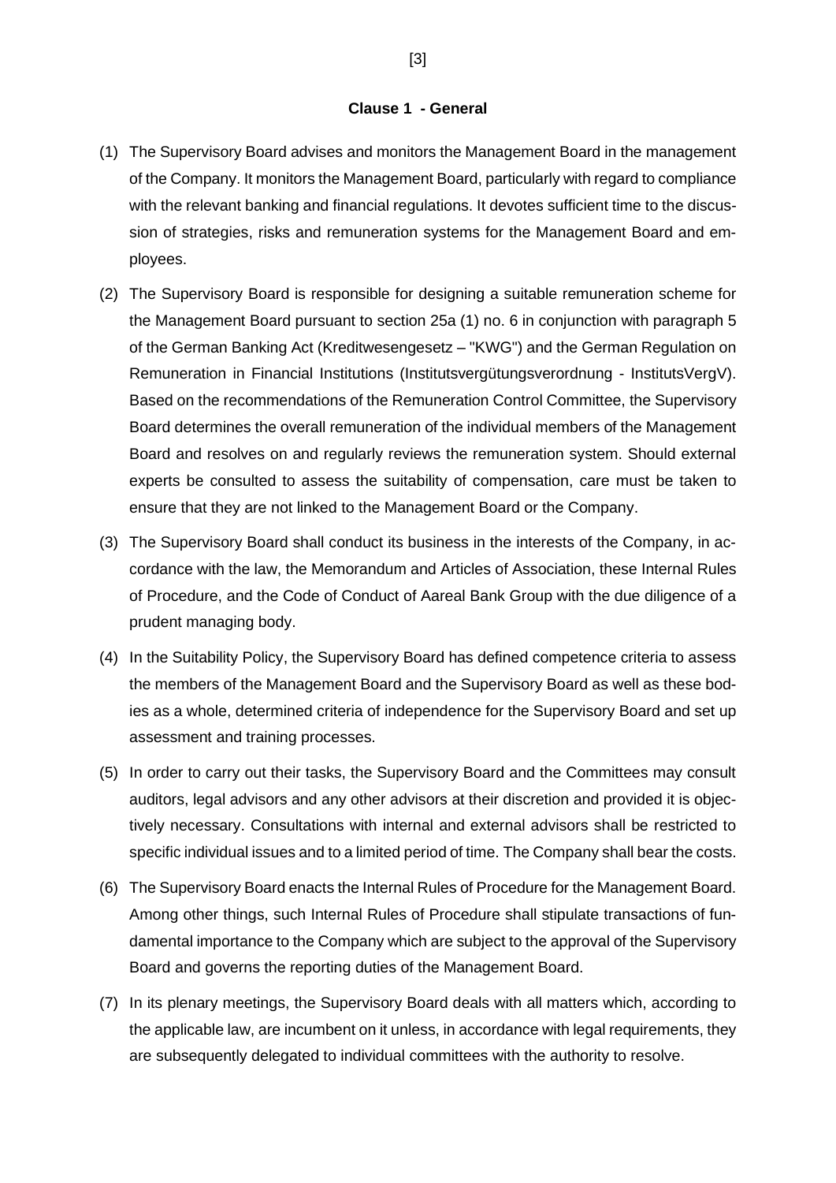### Clause 1 - General

(1) The Supervisory Board advises and monitors the Management Board in the management of the Company. It monitors the Management Board, particularly with regard to compliance with the relevant banking and financial regulations. It devotes sufficient time to the discussion of strategies, risks and remuneration systems for the Management Board and employees.

(2) The Supervisory Board is responsible for designing a suitable remuneration scheme for the Management Board pursuant to section 25a (1) no. 6 in conjunction with paragraph 5 of the German Banking Act (Kreditwesengesetz – "KWG") and the German Regulation on Remuneration in Financial Institutions (Institutsvergütungsverordnung - InstitutsVergV). Based on the recommendations of the Remuneration Control Committee, the Supervisory Board determines the overall remuneration of the individual members of the Management Board and resolves on and regularly reviews the remuneration system. Should external experts be consulted to assess the suitability of compensation, care must be taken to ensure that they are not linked to the Management Board or the Company.

(3) The Supervisory Board shall conduct its business in the interests of the Company, in accordance with the law, the Memorandum and Articles of Association, these Internal Rules of Procedure, and the Code of Conduct of Aareal Bank Group with the due diligence of a prudent managing body.

(4) In the Suitability Policy, the Supervisory Board has defined competence criteria to assess the members of the Management Board and the Supervisory Board as well as these bodies as a whole, determined criteria of independence for the Supervisory Board and set up assessment and training processes.

(5) In order to carry out their tasks, the Supervisory Board and the Committees may consult auditors, legal advisors and any other advisors at their discretion and provided it is objectively necessary. Consultations with internal and external advisors shall be restricted to specific individual issues and to a limited period of time. The Company shall bear the costs.

(6) The Supervisory Board enacts the Internal Rules of Procedure for the Management Board. Among other things, such Internal Rules of Procedure shall stipulate transactions of fundamental importance to the Company which are subject to the approval of the Supervisory Board and governs the reporting duties of the Management Board.

(7) In its plenary meetings, the Supervisory Board deals with all matters which, according to the applicable law, are incumbent on it unless, in accordance with legal requirements, they are subsequently delegated to individual committees with the authority to resolve.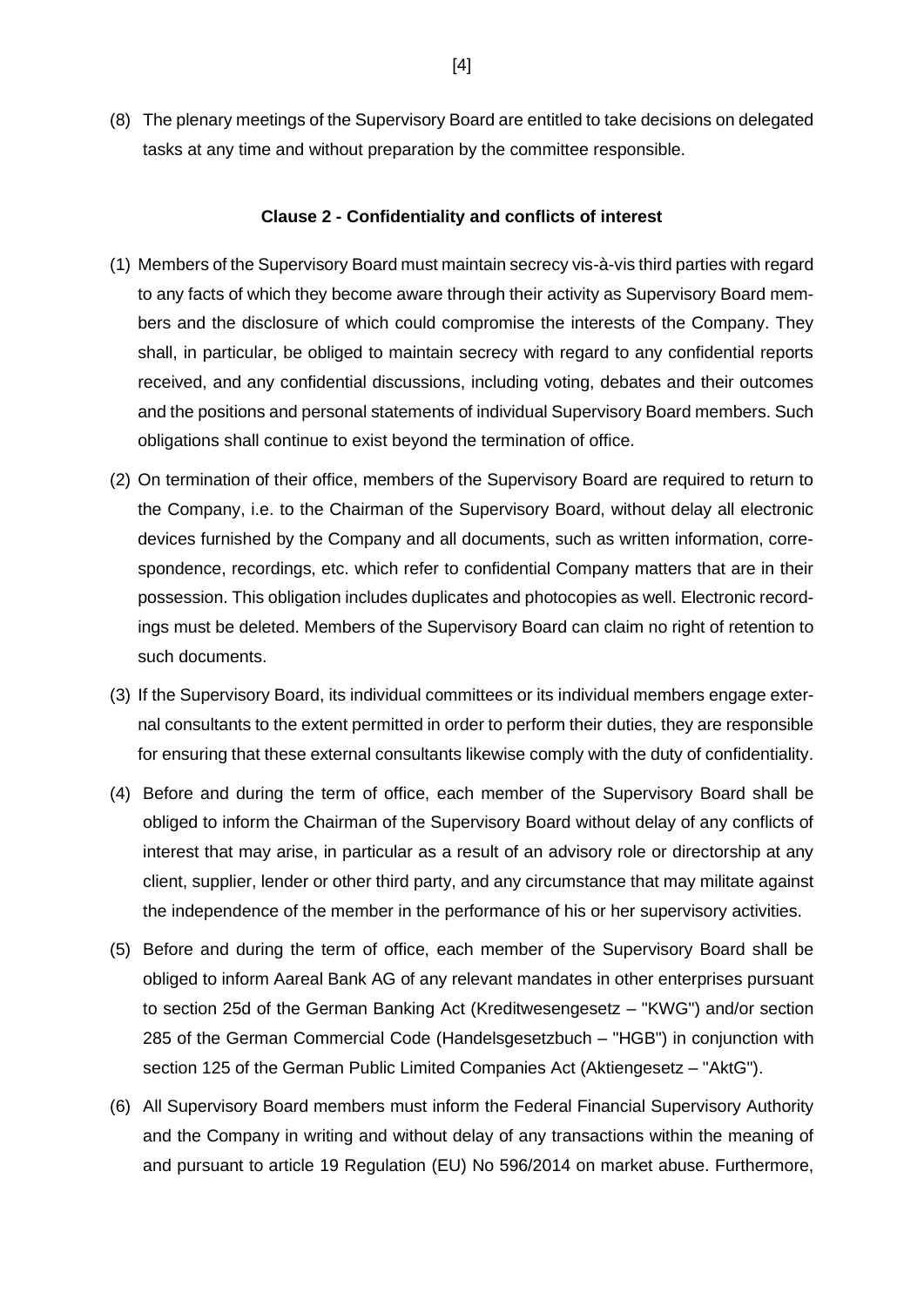(8) The plenary meetings of the Supervisory Board are entitled to take decisions on delegated tasks at any time and without preparation by the committee responsible.

**Clause 2 - Confidentiality and conflicts of interest**

(1) Members of the Supervisory Board must maintain secrecy vis-à-vis third parties with regard to any facts of which they become aware through their activity as Supervisory Board members and the disclosure of which could compromise the interests of the Company. They shall, in particular, be obliged to maintain secrecy with regard to any confidential reports received, and any confidential discussions, including voting, debates and their outcomes and the positions and personal statements of individual Supervisory Board members. Such obligations shall continue to exist beyond the termination of office.

(2) On termination of their office, members of the Supervisory Board are required to return to the Company, i.e. to the Chairman of the Supervisory Board, without delay all electronic devices furnished by the Company and all documents, such as written information, correspondence, recordings, etc. which refer to confidential Company matters that are in their possession. This obligation includes duplicates and photocopies as well. Electronic recordings must be deleted. Members of the Supervisory Board can claim no right of retention to such documents.

(3) If the Supervisory Board, its individual committees or its individual members engage external consultants to the extent permitted in order to perform their duties, they are responsible for ensuring that these external consultants likewise comply with the duty of confidentiality.

(4) Before and during the term of office, each member of the Supervisory Board shall be obliged to inform the Chairman of the Supervisory Board without delay of any conflicts of interest that may arise, in particular as a result of an advisory role or directorship at any client, supplier, lender or other third party, and any circumstance that may militate against the independence of the member in the performance of his or her supervisory activities.

(5) Before and during the term of office, each member of the Supervisory Board shall be obliged to inform Aareal Bank AG of any relevant mandates in other enterprises pursuant to section 25d of the German Banking Act (Kreditwesengesetz – "KWG") and/or section 285 of the German Commercial Code (Handelsgesetzbuch – "HGB") in conjunction with section 125 of the German Public Limited Companies Act (Aktiengesetz – "AktG").

(6) All Supervisory Board members must inform the Federal Financial Supervisory Authority and the Company in writing and without delay of any transactions within the meaning of and pursuant to article 19 Regulation (EU) No 596/2014 on market abuse. Furthermore,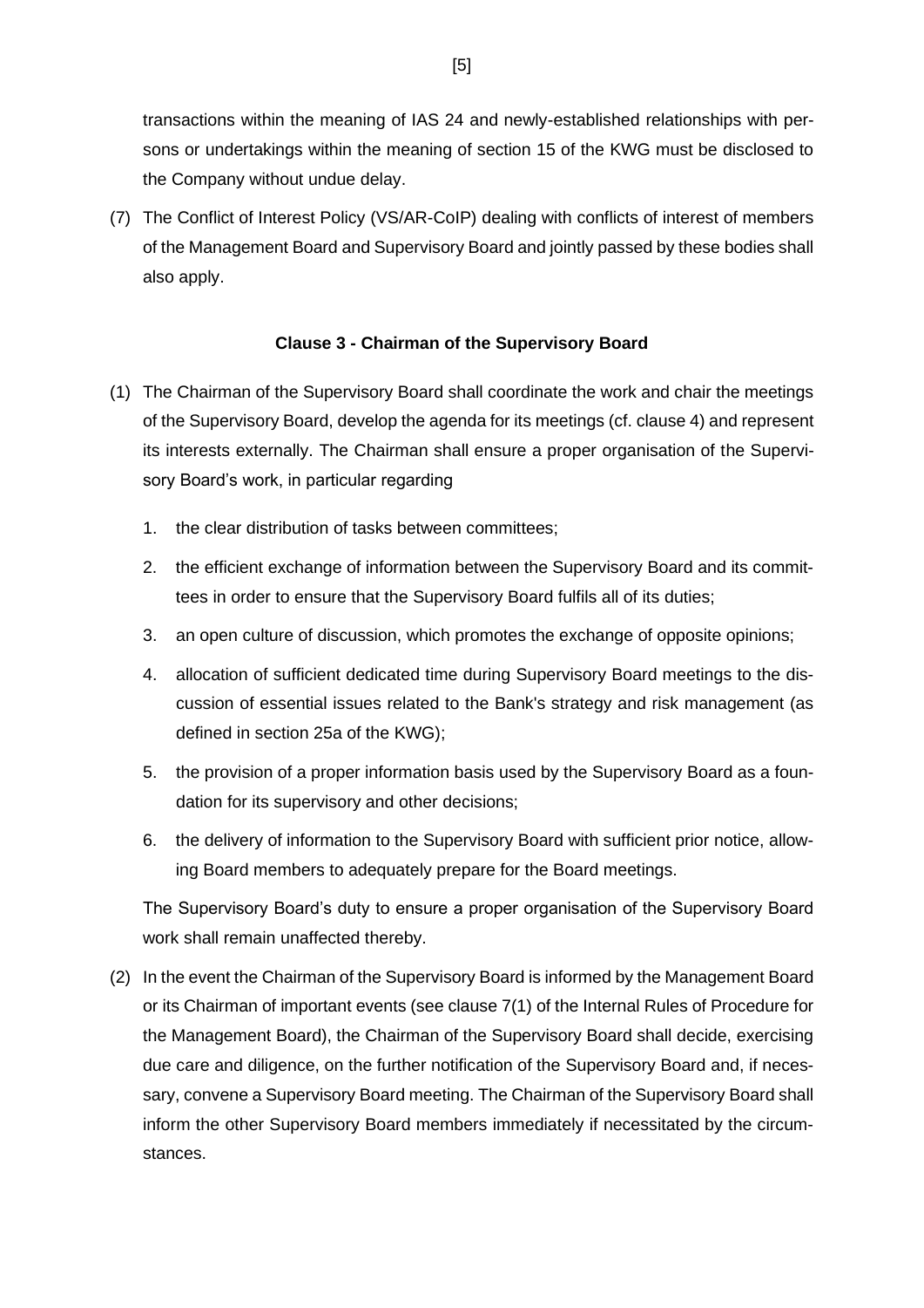transactions within the meaning of IAS 24 and newly-established relationships with persons or undertakings within the meaning of section 15 of the KWG must be disclosed to the Company without undue delay.

(7) The Conflict of Interest Policy (VS/AR-CoIP) dealing with conflicts of interest of members of the Management Board and Supervisory Board and jointly passed by these bodies shall also apply.

### Clause 3 - Chairman of the Supervisory Board

(1) The Chairman of the Supervisory Board shall coordinate the work and chair the meetings of the Supervisory Board, develop the agenda for its meetings (cf. clause 4) and represent its interests externally. The Chairman shall ensure a proper organisation of the Supervisory Board's work, in particular regarding

   1. the clear distribution of tasks between committees;
   2. the efficient exchange of information between the Supervisory Board and its committees in order to ensure that the Supervisory Board fulfils all of its duties;
   3. an open culture of discussion, which promotes the exchange of opposite opinions;
   4. allocation of sufficient dedicated time during Supervisory Board meetings to the discussion of essential issues related to the Bank's strategy and risk management (as defined in section 25a of the KWG);
   5. the provision of a proper information basis used by the Supervisory Board as a foundation for its supervisory and other decisions;
   6. the delivery of information to the Supervisory Board with sufficient prior notice, allowing Board members to adequately prepare for the Board meetings.

   The Supervisory Board's duty to ensure a proper organisation of the Supervisory Board work shall remain unaffected thereby.

(2) In the event the Chairman of the Supervisory Board is informed by the Management Board or its Chairman of important events (see clause 7(1) of the Internal Rules of Procedure for the Management Board), the Chairman of the Supervisory Board shall decide, exercising due care and diligence, on the further notification of the Supervisory Board and, if necessary, convene a Supervisory Board meeting. The Chairman of the Supervisory Board shall inform the other Supervisory Board members immediately if necessitated by the circumstances.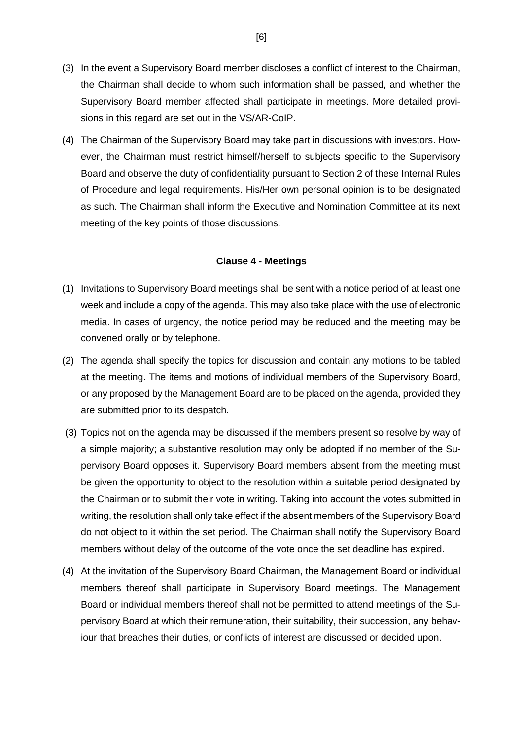(3) In the event a Supervisory Board member discloses a conflict of interest to the Chairman, the Chairman shall decide to whom such information shall be passed, and whether the Supervisory Board member affected shall participate in meetings. More detailed provisions in this regard are set out in the VS/AR-CoIP.

(4) The Chairman of the Supervisory Board may take part in discussions with investors. However, the Chairman must restrict himself/herself to subjects specific to the Supervisory Board and observe the duty of confidentiality pursuant to Section 2 of these Internal Rules of Procedure and legal requirements. His/Her own personal opinion is to be designated as such. The Chairman shall inform the Executive and Nomination Committee at its next meeting of the key points of those discussions.

## Clause 4 - Meetings

(1) Invitations to Supervisory Board meetings shall be sent with a notice period of at least one week and include a copy of the agenda. This may also take place with the use of electronic media. In cases of urgency, the notice period may be reduced and the meeting may be convened orally or by telephone.

(2) The agenda shall specify the topics for discussion and contain any motions to be tabled at the meeting. The items and motions of individual members of the Supervisory Board, or any proposed by the Management Board are to be placed on the agenda, provided they are submitted prior to its despatch.

(3) Topics not on the agenda may be discussed if the members present so resolve by way of a simple majority; a substantive resolution may only be adopted if no member of the Supervisory Board opposes it. Supervisory Board members absent from the meeting must be given the opportunity to object to the resolution within a suitable period designated by the Chairman or to submit their vote in writing. Taking into account the votes submitted in writing, the resolution shall only take effect if the absent members of the Supervisory Board do not object to it within the set period. The Chairman shall notify the Supervisory Board members without delay of the outcome of the vote once the set deadline has expired.

(4) At the invitation of the Supervisory Board Chairman, the Management Board or individual members thereof shall participate in Supervisory Board meetings. The Management Board or individual members thereof shall not be permitted to attend meetings of the Supervisory Board at which their remuneration, their suitability, their succession, any behaviour that breaches their duties, or conflicts of interest are discussed or decided upon.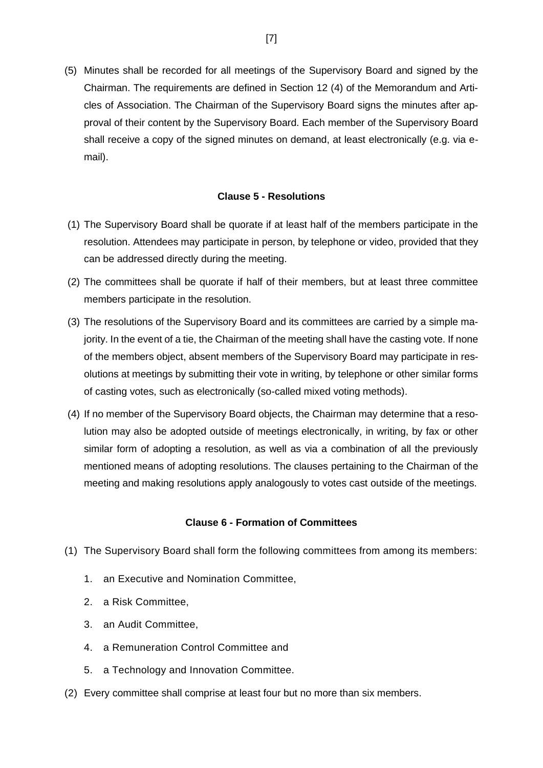(5) Minutes shall be recorded for all meetings of the Supervisory Board and signed by the Chairman. The requirements are defined in Section 12 (4) of the Memorandum and Articles of Association. The Chairman of the Supervisory Board signs the minutes after approval of their content by the Supervisory Board. Each member of the Supervisory Board shall receive a copy of the signed minutes on demand, at least electronically (e.g. via e-mail).

**Clause 5 - Resolutions**

(1) The Supervisory Board shall be quorate if at least half of the members participate in the resolution. Attendees may participate in person, by telephone or video, provided that they can be addressed directly during the meeting.

(2) The committees shall be quorate if half of their members, but at least three committee members participate in the resolution.

(3) The resolutions of the Supervisory Board and its committees are carried by a simple majority. In the event of a tie, the Chairman of the meeting shall have the casting vote. If none of the members object, absent members of the Supervisory Board may participate in resolutions at meetings by submitting their vote in writing, by telephone or other similar forms of casting votes, such as electronically (so-called mixed voting methods).

(4) If no member of the Supervisory Board objects, the Chairman may determine that a resolution may also be adopted outside of meetings electronically, in writing, by fax or other similar form of adopting a resolution, as well as via a combination of all the previously mentioned means of adopting resolutions. The clauses pertaining to the Chairman of the meeting and making resolutions apply analogously to votes cast outside of the meetings.

**Clause 6 - Formation of Committees**

(1) The Supervisory Board shall form the following committees from among its members:

1. an Executive and Nomination Committee,
2. a Risk Committee,
3. an Audit Committee,
4. a Remuneration Control Committee and
5. a Technology and Innovation Committee.

(2) Every committee shall comprise at least four but no more than six members.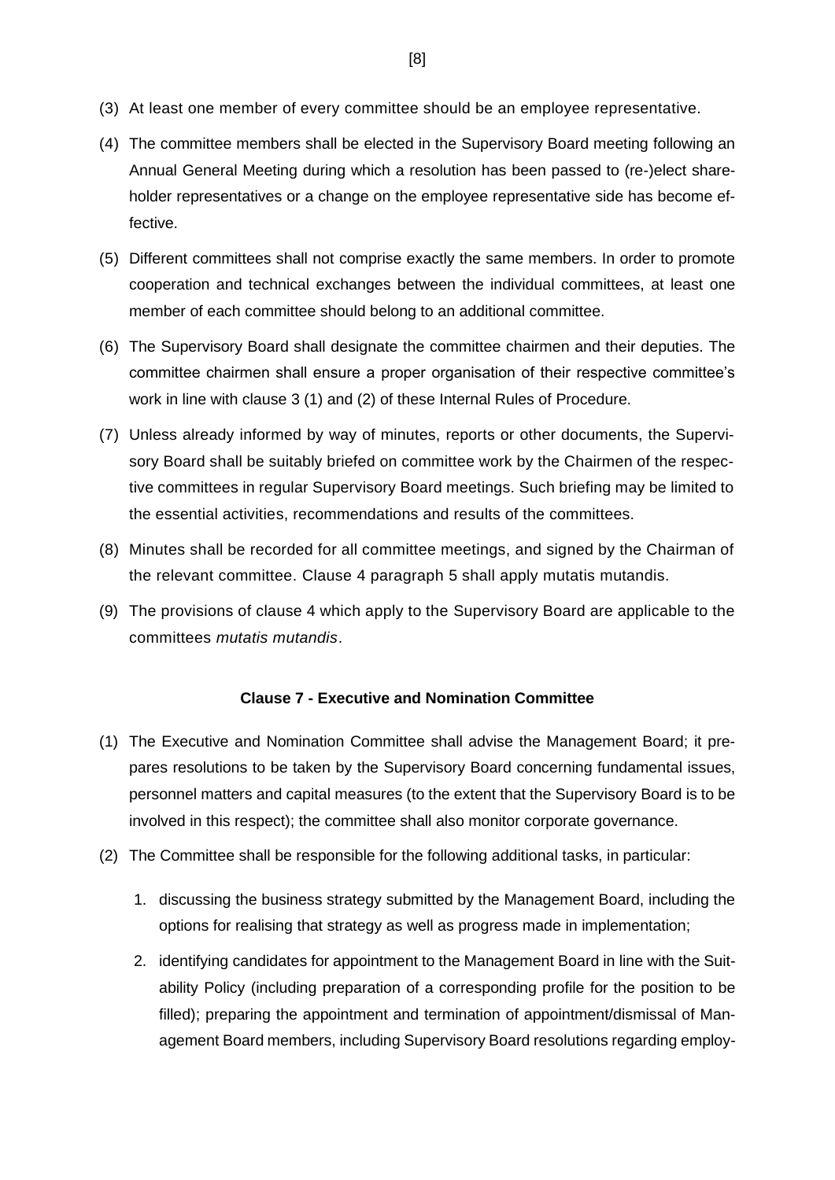(3) At least one member of every committee should be an employee representative.

(4) The committee members shall be elected in the Supervisory Board meeting following an Annual General Meeting during which a resolution has been passed to (re-)elect shareholder representatives or a change on the employee representative side has become effective.

(5) Different committees shall not comprise exactly the same members. In order to promote cooperation and technical exchanges between the individual committees, at least one member of each committee should belong to an additional committee.

(6) The Supervisory Board shall designate the committee chairmen and their deputies. The committee chairmen shall ensure a proper organisation of their respective committee's work in line with clause 3 (1) and (2) of these Internal Rules of Procedure.

(7) Unless already informed by way of minutes, reports or other documents, the Supervisory Board shall be suitably briefed on committee work by the Chairmen of the respective committees in regular Supervisory Board meetings. Such briefing may be limited to the essential activities, recommendations and results of the committees.

(8) Minutes shall be recorded for all committee meetings, and signed by the Chairman of the relevant committee. Clause 4 paragraph 5 shall apply mutatis mutandis.

(9) The provisions of clause 4 which apply to the Supervisory Board are applicable to the committees *mutatis mutandis*.

#### Clause 7 - Executive and Nomination Committee

(1) The Executive and Nomination Committee shall advise the Management Board; it prepares resolutions to be taken by the Supervisory Board concerning fundamental issues, personnel matters and capital measures (to the extent that the Supervisory Board is to be involved in this respect); the committee shall also monitor corporate governance.

(2) The Committee shall be responsible for the following additional tasks, in particular:

1. discussing the business strategy submitted by the Management Board, including the options for realising that strategy as well as progress made in implementation;

2. identifying candidates for appointment to the Management Board in line with the Suitability Policy (including preparation of a corresponding profile for the position to be filled); preparing the appointment and termination of appointment/dismissal of Management Board members, including Supervisory Board resolutions regarding employ-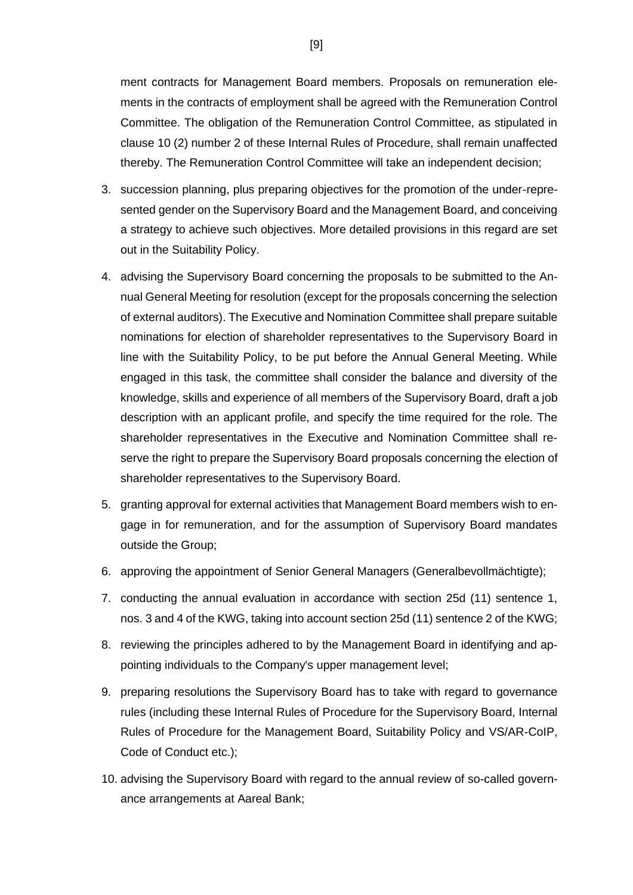ment contracts for Management Board members. Proposals on remuneration elements in the contracts of employment shall be agreed with the Remuneration Control Committee. The obligation of the Remuneration Control Committee, as stipulated in clause 10 (2) number 2 of these Internal Rules of Procedure, shall remain unaffected thereby. The Remuneration Control Committee will take an independent decision;

3. succession planning, plus preparing objectives for the promotion of the under-represented gender on the Supervisory Board and the Management Board, and conceiving a strategy to achieve such objectives. More detailed provisions in this regard are set out in the Suitability Policy.
4. advising the Supervisory Board concerning the proposals to be submitted to the Annual General Meeting for resolution (except for the proposals concerning the selection of external auditors). The Executive and Nomination Committee shall prepare suitable nominations for election of shareholder representatives to the Supervisory Board in line with the Suitability Policy, to be put before the Annual General Meeting. While engaged in this task, the committee shall consider the balance and diversity of the knowledge, skills and experience of all members of the Supervisory Board, draft a job description with an applicant profile, and specify the time required for the role. The shareholder representatives in the Executive and Nomination Committee shall reserve the right to prepare the Supervisory Board proposals concerning the election of shareholder representatives to the Supervisory Board.
5. granting approval for external activities that Management Board members wish to engage in for remuneration, and for the assumption of Supervisory Board mandates outside the Group;
6. approving the appointment of Senior General Managers (Generalbevollmächtigte);
7. conducting the annual evaluation in accordance with section 25d (11) sentence 1, nos. 3 and 4 of the KWG, taking into account section 25d (11) sentence 2 of the KWG;
8. reviewing the principles adhered to by the Management Board in identifying and appointing individuals to the Company's upper management level;
9. preparing resolutions the Supervisory Board has to take with regard to governance rules (including these Internal Rules of Procedure for the Supervisory Board, Internal Rules of Procedure for the Management Board, Suitability Policy and VS/AR-CoIP, Code of Conduct etc.);
10. advising the Supervisory Board with regard to the annual review of so-called governance arrangements at Aareal Bank;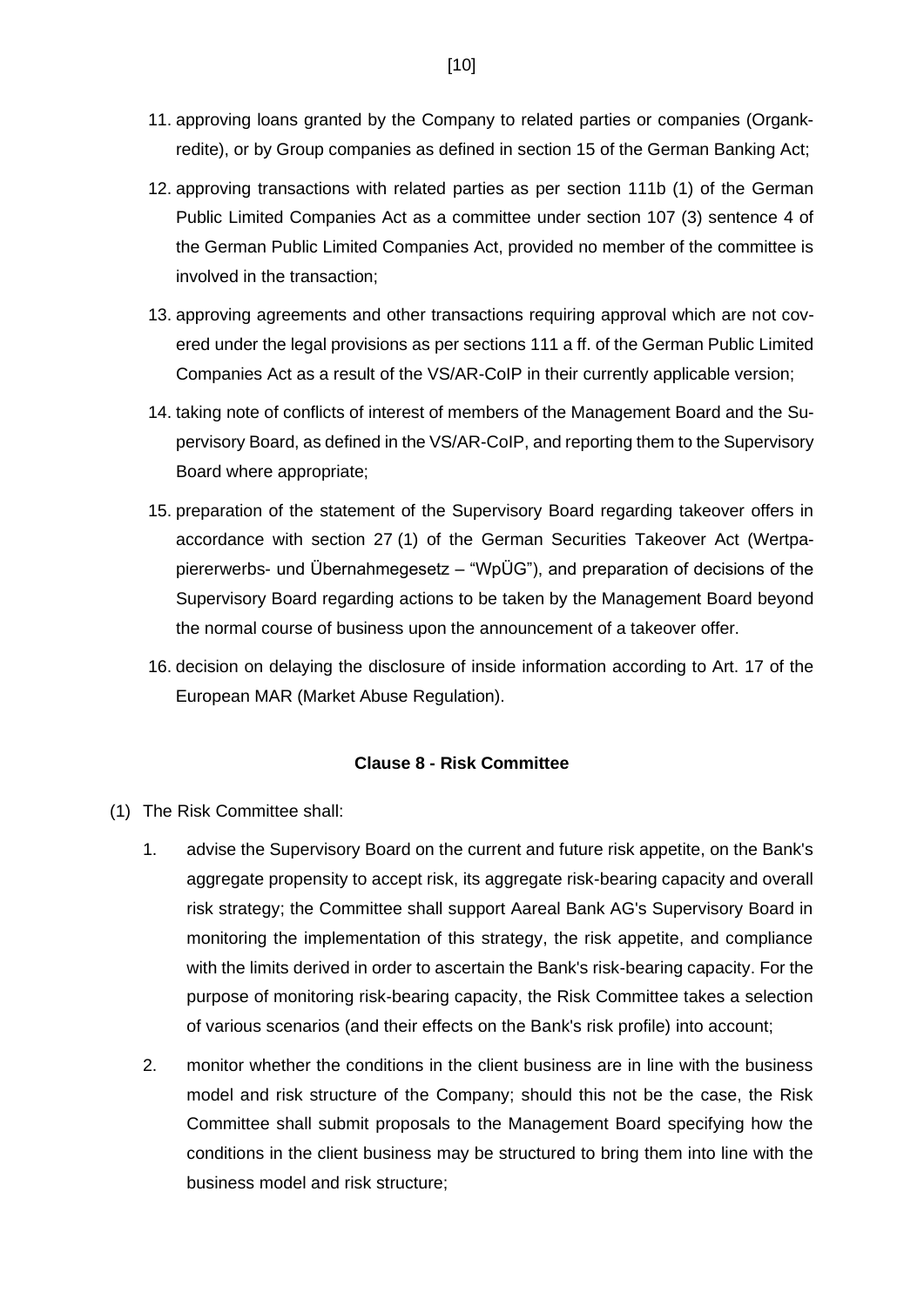11. approving loans granted by the Company to related parties or companies (Organkredite), or by Group companies as defined in section 15 of the German Banking Act;
12. approving transactions with related parties as per section 111b (1) of the German Public Limited Companies Act as a committee under section 107 (3) sentence 4 of the German Public Limited Companies Act, provided no member of the committee is involved in the transaction;
13. approving agreements and other transactions requiring approval which are not covered under the legal provisions as per sections 111 a ff. of the German Public Limited Companies Act as a result of the VS/AR-CoIP in their currently applicable version;
14. taking note of conflicts of interest of members of the Management Board and the Supervisory Board, as defined in the VS/AR-CoIP, and reporting them to the Supervisory Board where appropriate;
15. preparation of the statement of the Supervisory Board regarding takeover offers in accordance with section 27 (1) of the German Securities Takeover Act (Wertpapiererwerbs- und Übernahmegesetz – "WpÜG"), and preparation of decisions of the Supervisory Board regarding actions to be taken by the Management Board beyond the normal course of business upon the announcement of a takeover offer.
16. decision on delaying the disclosure of inside information according to Art. 17 of the European MAR (Market Abuse Regulation).

## Clause 8 - Risk Committee

(1) The Risk Committee shall:

1. advise the Supervisory Board on the current and future risk appetite, on the Bank's aggregate propensity to accept risk, its aggregate risk-bearing capacity and overall risk strategy; the Committee shall support Aareal Bank AG's Supervisory Board in monitoring the implementation of this strategy, the risk appetite, and compliance with the limits derived in order to ascertain the Bank's risk-bearing capacity. For the purpose of monitoring risk-bearing capacity, the Risk Committee takes a selection of various scenarios (and their effects on the Bank's risk profile) into account;
2. monitor whether the conditions in the client business are in line with the business model and risk structure of the Company; should this not be the case, the Risk Committee shall submit proposals to the Management Board specifying how the conditions in the client business may be structured to bring them into line with the business model and risk structure;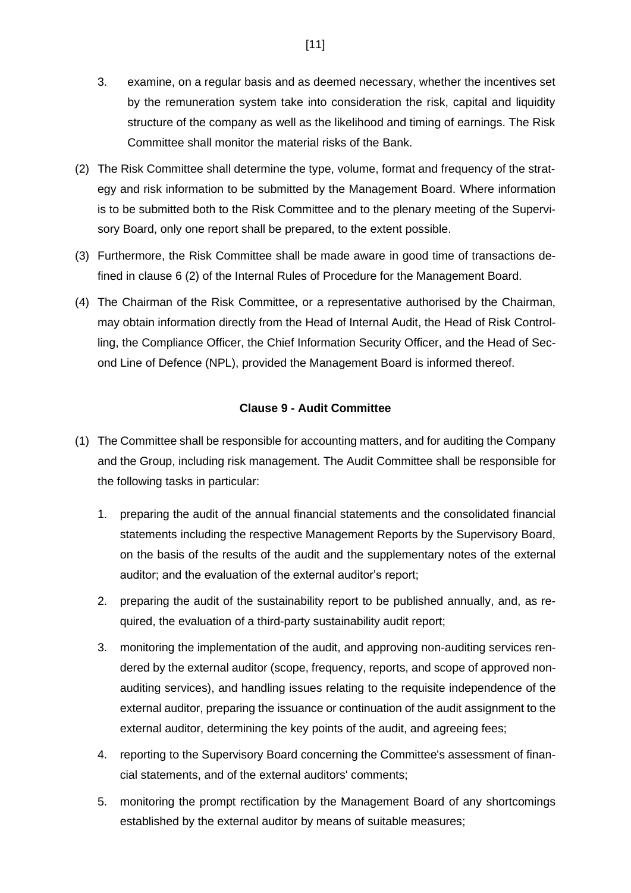3. examine, on a regular basis and as deemed necessary, whether the incentives set by the remuneration system take into consideration the risk, capital and liquidity structure of the company as well as the likelihood and timing of earnings. The Risk Committee shall monitor the material risks of the Bank.

(2) The Risk Committee shall determine the type, volume, format and frequency of the strategy and risk information to be submitted by the Management Board. Where information is to be submitted both to the Risk Committee and to the plenary meeting of the Supervisory Board, only one report shall be prepared, to the extent possible.

(3) Furthermore, the Risk Committee shall be made aware in good time of transactions defined in clause 6 (2) of the Internal Rules of Procedure for the Management Board.

(4) The Chairman of the Risk Committee, or a representative authorised by the Chairman, may obtain information directly from the Head of Internal Audit, the Head of Risk Controlling, the Compliance Officer, the Chief Information Security Officer, and the Head of Second Line of Defence (NPL), provided the Management Board is informed thereof.

### Clause 9 - Audit Committee

(1) The Committee shall be responsible for accounting matters, and for auditing the Company and the Group, including risk management. The Audit Committee shall be responsible for the following tasks in particular:

1. preparing the audit of the annual financial statements and the consolidated financial statements including the respective Management Reports by the Supervisory Board, on the basis of the results of the audit and the supplementary notes of the external auditor; and the evaluation of the external auditor's report;

2. preparing the audit of the sustainability report to be published annually, and, as required, the evaluation of a third-party sustainability audit report;

3. monitoring the implementation of the audit, and approving non-auditing services rendered by the external auditor (scope, frequency, reports, and scope of approved non-auditing services), and handling issues relating to the requisite independence of the external auditor, preparing the issuance or continuation of the audit assignment to the external auditor, determining the key points of the audit, and agreeing fees;

4. reporting to the Supervisory Board concerning the Committee's assessment of financial statements, and of the external auditors' comments;

5. monitoring the prompt rectification by the Management Board of any shortcomings established by the external auditor by means of suitable measures;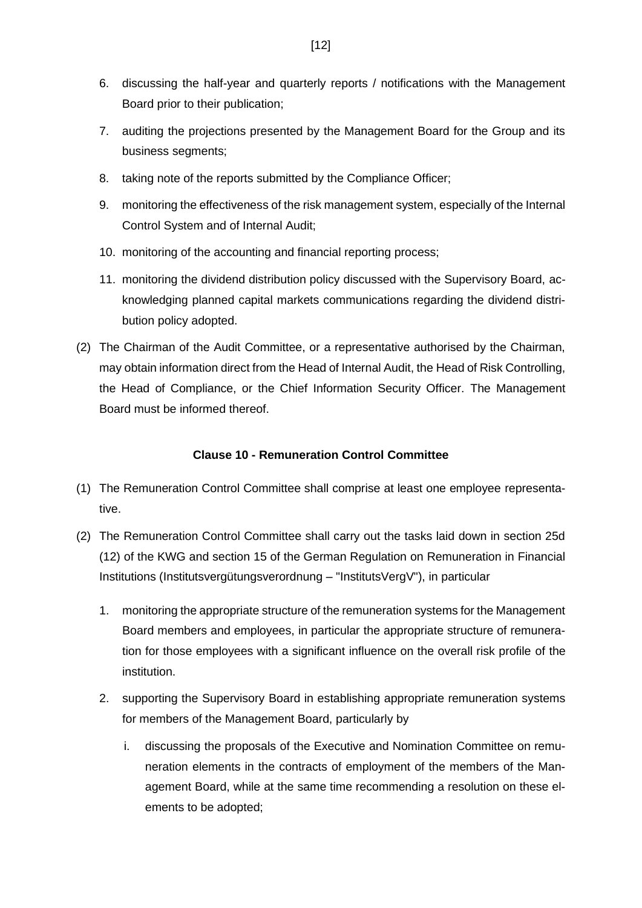6. discussing the half-year and quarterly reports / notifications with the Management Board prior to their publication;
7. auditing the projections presented by the Management Board for the Group and its business segments;
8. taking note of the reports submitted by the Compliance Officer;
9. monitoring the effectiveness of the risk management system, especially of the Internal Control System and of Internal Audit;
10. monitoring of the accounting and financial reporting process;
11. monitoring the dividend distribution policy discussed with the Supervisory Board, acknowledging planned capital markets communications regarding the dividend distribution policy adopted.

(2) The Chairman of the Audit Committee, or a representative authorised by the Chairman, may obtain information direct from the Head of Internal Audit, the Head of Risk Controlling, the Head of Compliance, or the Chief Information Security Officer. The Management Board must be informed thereof.

**Clause 10 - Remuneration Control Committee**

(1) The Remuneration Control Committee shall comprise at least one employee representative.

(2) The Remuneration Control Committee shall carry out the tasks laid down in section 25d (12) of the KWG and section 15 of the German Regulation on Remuneration in Financial Institutions (Institutsvergütungsverordnung – "InstitutsVergV"), in particular

1. monitoring the appropriate structure of the remuneration systems for the Management Board members and employees, in particular the appropriate structure of remuneration for those employees with a significant influence on the overall risk profile of the institution.
2. supporting the Supervisory Board in establishing appropriate remuneration systems for members of the Management Board, particularly by
   i. discussing the proposals of the Executive and Nomination Committee on remuneration elements in the contracts of employment of the members of the Management Board, while at the same time recommending a resolution on these elements to be adopted;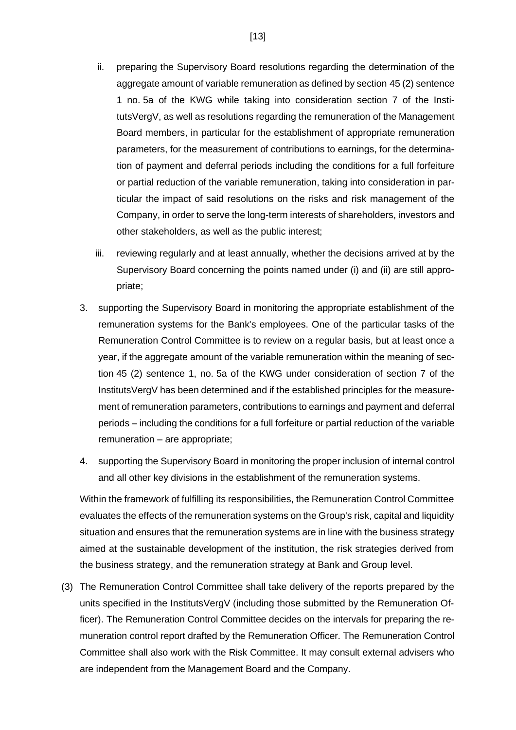ii. preparing the Supervisory Board resolutions regarding the determination of the aggregate amount of variable remuneration as defined by section 45 (2) sentence 1 no. 5a of the KWG while taking into consideration section 7 of the InstitutsVergV, as well as resolutions regarding the remuneration of the Management Board members, in particular for the establishment of appropriate remuneration parameters, for the measurement of contributions to earnings, for the determination of payment and deferral periods including the conditions for a full forfeiture or partial reduction of the variable remuneration, taking into consideration in particular the impact of said resolutions on the risks and risk management of the Company, in order to serve the long-term interests of shareholders, investors and other stakeholders, as well as the public interest;

iii. reviewing regularly and at least annually, whether the decisions arrived at by the Supervisory Board concerning the points named under (i) and (ii) are still appropriate;

3. supporting the Supervisory Board in monitoring the appropriate establishment of the remuneration systems for the Bank's employees. One of the particular tasks of the Remuneration Control Committee is to review on a regular basis, but at least once a year, if the aggregate amount of the variable remuneration within the meaning of section 45 (2) sentence 1, no. 5a of the KWG under consideration of section 7 of the InstitutsVergV has been determined and if the established principles for the measurement of remuneration parameters, contributions to earnings and payment and deferral periods – including the conditions for a full forfeiture or partial reduction of the variable remuneration – are appropriate;

4. supporting the Supervisory Board in monitoring the proper inclusion of internal control and all other key divisions in the establishment of the remuneration systems.

Within the framework of fulfilling its responsibilities, the Remuneration Control Committee evaluates the effects of the remuneration systems on the Group's risk, capital and liquidity situation and ensures that the remuneration systems are in line with the business strategy aimed at the sustainable development of the institution, the risk strategies derived from the business strategy, and the remuneration strategy at Bank and Group level.

(3) The Remuneration Control Committee shall take delivery of the reports prepared by the units specified in the InstitutsVergV (including those submitted by the Remuneration Officer). The Remuneration Control Committee decides on the intervals for preparing the remuneration control report drafted by the Remuneration Officer. The Remuneration Control Committee shall also work with the Risk Committee. It may consult external advisers who are independent from the Management Board and the Company.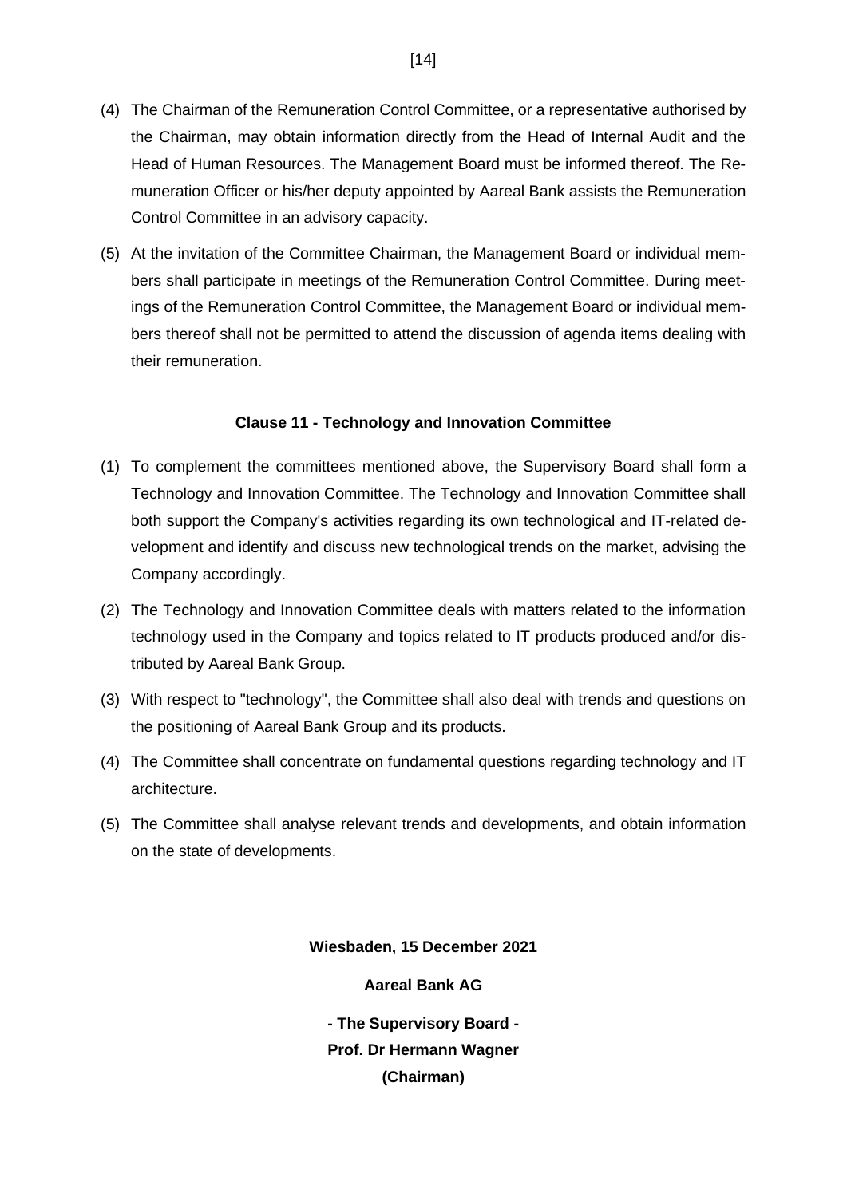(4) The Chairman of the Remuneration Control Committee, or a representative authorised by the Chairman, may obtain information directly from the Head of Internal Audit and the Head of Human Resources. The Management Board must be informed thereof. The Remuneration Officer or his/her deputy appointed by Aareal Bank assists the Remuneration Control Committee in an advisory capacity.

(5) At the invitation of the Committee Chairman, the Management Board or individual members shall participate in meetings of the Remuneration Control Committee. During meetings of the Remuneration Control Committee, the Management Board or individual members thereof shall not be permitted to attend the discussion of agenda items dealing with their remuneration.

## Clause 11 - Technology and Innovation Committee

(1) To complement the committees mentioned above, the Supervisory Board shall form a Technology and Innovation Committee. The Technology and Innovation Committee shall both support the Company's activities regarding its own technological and IT-related development and identify and discuss new technological trends on the market, advising the Company accordingly.

(2) The Technology and Innovation Committee deals with matters related to the information technology used in the Company and topics related to IT products produced and/or distributed by Aareal Bank Group.

(3) With respect to "technology", the Committee shall also deal with trends and questions on the positioning of Aareal Bank Group and its products.

(4) The Committee shall concentrate on fundamental questions regarding technology and IT architecture.

(5) The Committee shall analyse relevant trends and developments, and obtain information on the state of developments.

**Wiesbaden, 15 December 2021**

**Aareal Bank AG**

**- The Supervisory Board -**
**Prof. Dr Hermann Wagner**
**(Chairman)**